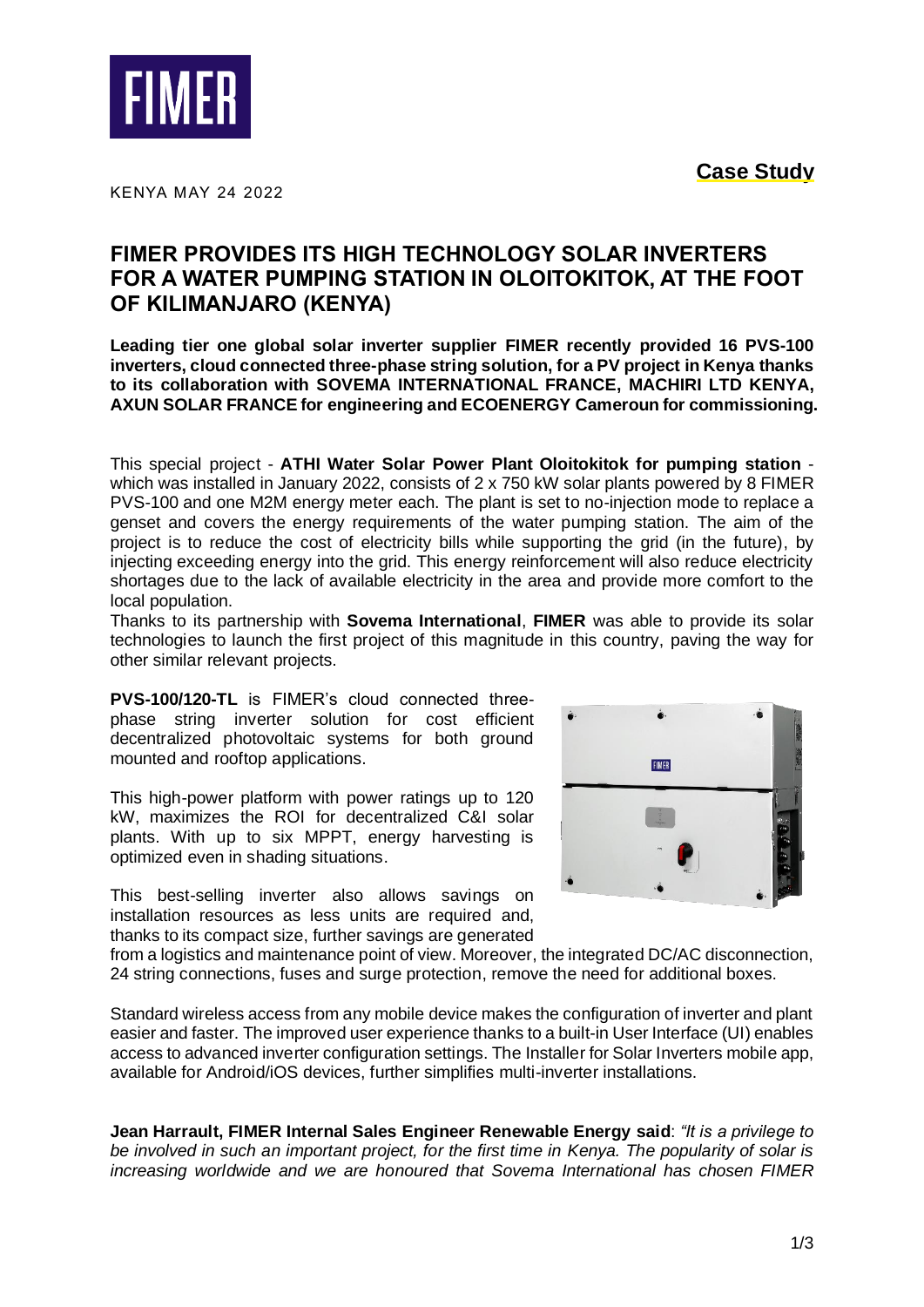**Case Study**

KENYA MAY 24 2022

# FIMER PROVIDES ITS HIGH TECHNOLOGY SOLAR INVERTERS FOR A WATER PUMPING STATION IN OLOITOKITOK, AT THE FOOT OF KILIMANJARO (KENYA)

**Leading tier one global solar inverter supplier FIMER recently provided 16 PVS-100 inverters, cloud connected three-phase string solution, for a PV project in Kenya thanks to its collaboration with SOVEMA INTERNATIONAL FRANCE, MACHIRI LTD KENYA, AXUN SOLAR FRANCE for engineering and ECOENERGY Cameroun for commissioning.**

This special project - **ATHI Water Solar Power Plant Oloitokitok for pumping station** - which was installed in January 2022, consists of 2 x 750 kW solar plants powered by 8 FIMER PVS-100 and one M2M energy meter each. The plant is set to no-injection mode to replace a genset and covers the energy requirements of the water pumping station. The aim of the project is to reduce the cost of electricity bills while supporting the grid (in the future), by injecting exceeding energy into the grid. This energy reinforcement will also reduce electricity shortages due to the lack of available electricity in the area and provide more comfort to the local population.

Thanks to its partnership with **Sovema International**, **FIMER** was able to provide its solar technologies to launch the first project of this magnitude in this country, paving the way for other similar relevant projects.

**PVS-100/120-TL** is FIMER's cloud connected three-phase string inverter solution for cost efficient decentralized photovoltaic systems for both ground mounted and rooftop applications.

This high-power platform with power ratings up to 120 kW, maximizes the ROI for decentralized C&I solar plants. With up to six MPPT, energy harvesting is optimized even in shading situations.

This best-selling inverter also allows savings on installation resources as less units are required and, thanks to its compact size, further savings are generated from a logistics and maintenance point of view. Moreover, the integrated DC/AC disconnection, 24 string connections, fuses and surge protection, remove the need for additional boxes.

Standard wireless access from any mobile device makes the configuration of inverter and plant easier and faster. The improved user experience thanks to a built-in User Interface (UI) enables access to advanced inverter configuration settings. The Installer for Solar Inverters mobile app, available for Android/iOS devices, further simplifies multi-inverter installations.

**Jean Harrault, FIMER Internal Sales Engineer Renewable Energy said**: *"It is a privilege to be involved in such an important project, for the first time in Kenya. The popularity of solar is increasing worldwide and we are honoured that Sovema International has chosen FIMER*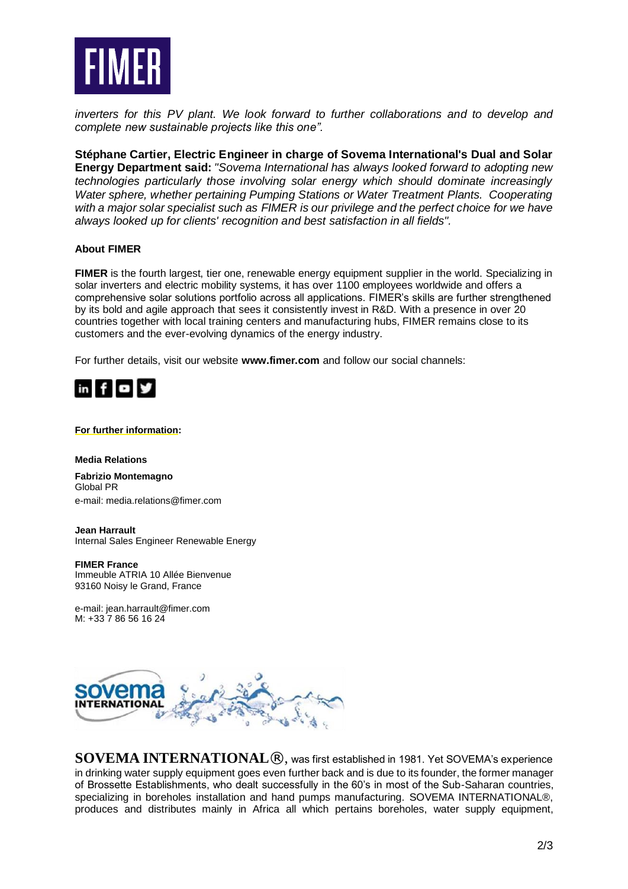*inverters for this PV plant. We look forward to further collaborations and to develop and complete new sustainable projects like this one".*

**Stéphane Cartier, Electric Engineer in charge of Sovema International's Dual and Solar Energy Department said:** *"Sovema International has always looked forward to adopting new technologies particularly those involving solar energy which should dominate increasingly Water sphere, whether pertaining Pumping Stations or Water Treatment Plants. Cooperating with a major solar specialist such as FIMER is our privilege and the perfect choice for we have always looked up for clients' recognition and best satisfaction in all fields".*

**About FIMER**

**FIMER** is the fourth largest, tier one, renewable energy equipment supplier in the world. Specializing in solar inverters and electric mobility systems, it has over 1100 employees worldwide and offers a comprehensive solar solutions portfolio across all applications. FIMER's skills are further strengthened by its bold and agile approach that sees it consistently invest in R&D. With a presence in over 20 countries together with local training centers and manufacturing hubs, FIMER remains close to its customers and the ever-evolving dynamics of the energy industry.

For further details, visit our website **www.fimer.com** and follow our social channels:

**For further information:**

**Media Relations**

**Fabrizio Montemagno**
Global PR
e-mail: media.relations@fimer.com

**Jean Harrault**
Internal Sales Engineer Renewable Energy

**FIMER France**
Immeuble ATRIA 10 Allée Bienvenue
93160 Noisy le Grand, France

e-mail: jean.harrault@fimer.com
M: +33 7 86 56 16 24

**SOVEMA INTERNATIONAL®**, was first established in 1981. Yet SOVEMA's experience in drinking water supply equipment goes even further back and is due to its founder, the former manager of Brossette Establishments, who dealt successfully in the 60's in most of the Sub-Saharan countries, specializing in boreholes installation and hand pumps manufacturing. SOVEMA INTERNATIONAL®, produces and distributes mainly in Africa all which pertains boreholes, water supply equipment,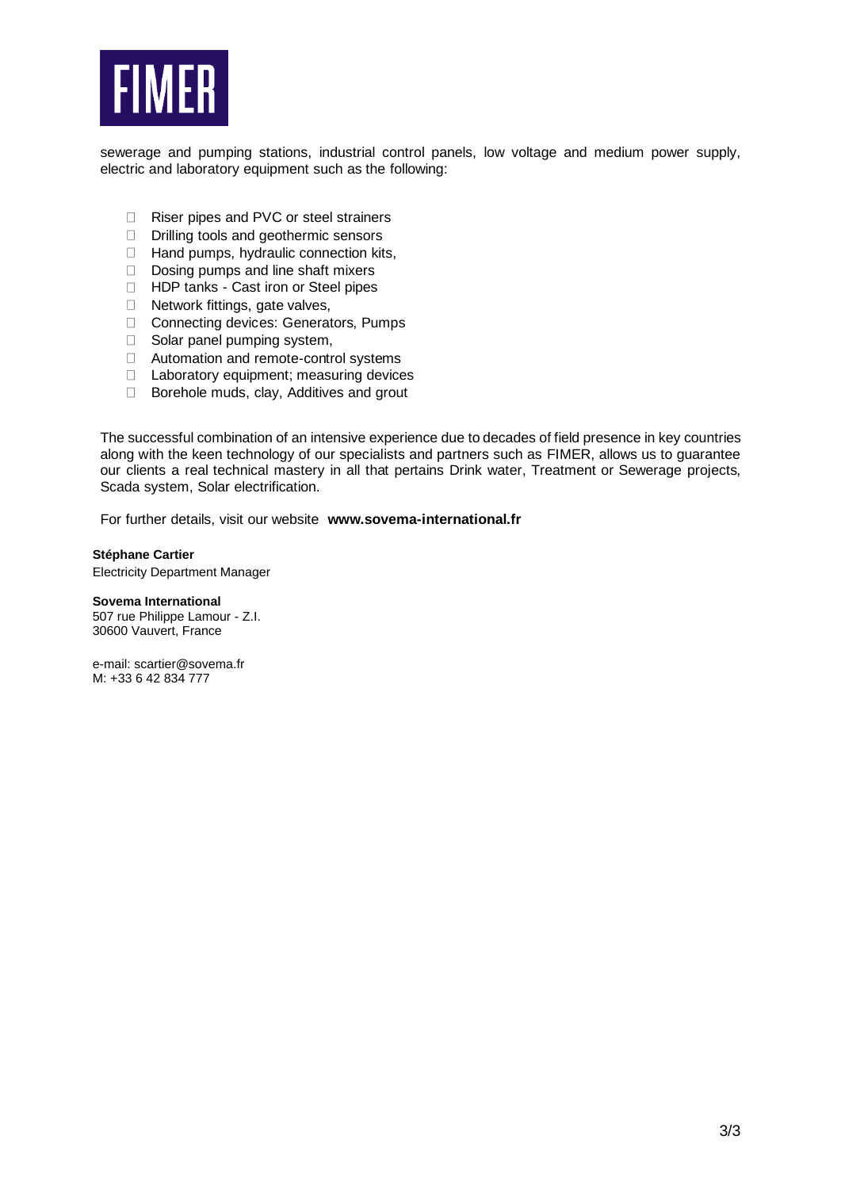sewerage and pumping stations, industrial control panels, low voltage and medium power supply, electric and laboratory equipment such as the following:

- Riser pipes and PVC or steel strainers
- Drilling tools and geothermic sensors
- Hand pumps, hydraulic connection kits,
- Dosing pumps and line shaft mixers
- HDP tanks - Cast iron or Steel pipes
- Network fittings, gate valves,
- Connecting devices: Generators, Pumps
- Solar panel pumping system,
- Automation and remote-control systems
- Laboratory equipment; measuring devices
- Borehole muds, clay, Additives and grout

The successful combination of an intensive experience due to decades of field presence in key countries along with the keen technology of our specialists and partners such as FIMER, allows us to guarantee our clients a real technical mastery in all that pertains Drink water, Treatment or Sewerage projects, Scada system, Solar electrification.

For further details, visit our website **www.sovema-international.fr**

**Stéphane Cartier**
Electricity Department Manager

**Sovema International**
507 rue Philippe Lamour - Z.I.
30600 Vauvert, France

e-mail: scartier@sovema.fr
M: +33 6 42 834 777